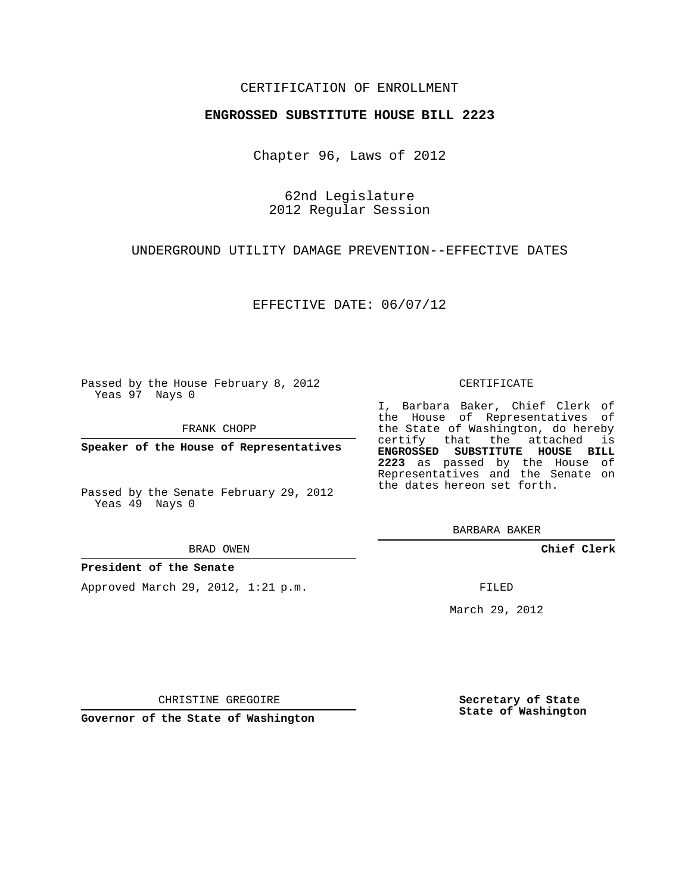CERTIFICATION OF ENROLLMENT

**ENGROSSED SUBSTITUTE HOUSE BILL 2223**

Chapter 96, Laws of 2012

62nd Legislature
2012 Regular Session

UNDERGROUND UTILITY DAMAGE PREVENTION--EFFECTIVE DATES

EFFECTIVE DATE: 06/07/12

Passed by the House February 8, 2012
Yeas 97 Nays 0

FRANK CHOPP

**Speaker of the House of Representatives**

Passed by the Senate February 29, 2012
Yeas 49 Nays 0

BRAD OWEN

**President of the Senate**

Approved March 29, 2012, 1:21 p.m.

CHRISTINE GREGOIRE

**Governor of the State of Washington**

CERTIFICATE

I, Barbara Baker, Chief Clerk of the House of Representatives of the State of Washington, do hereby certify that the attached is **ENGROSSED SUBSTITUTE HOUSE BILL 2223** as passed by the House of Representatives and the Senate on the dates hereon set forth.

BARBARA BAKER

**Chief Clerk**

FILED

March 29, 2012

**Secretary of State**
**State of Washington**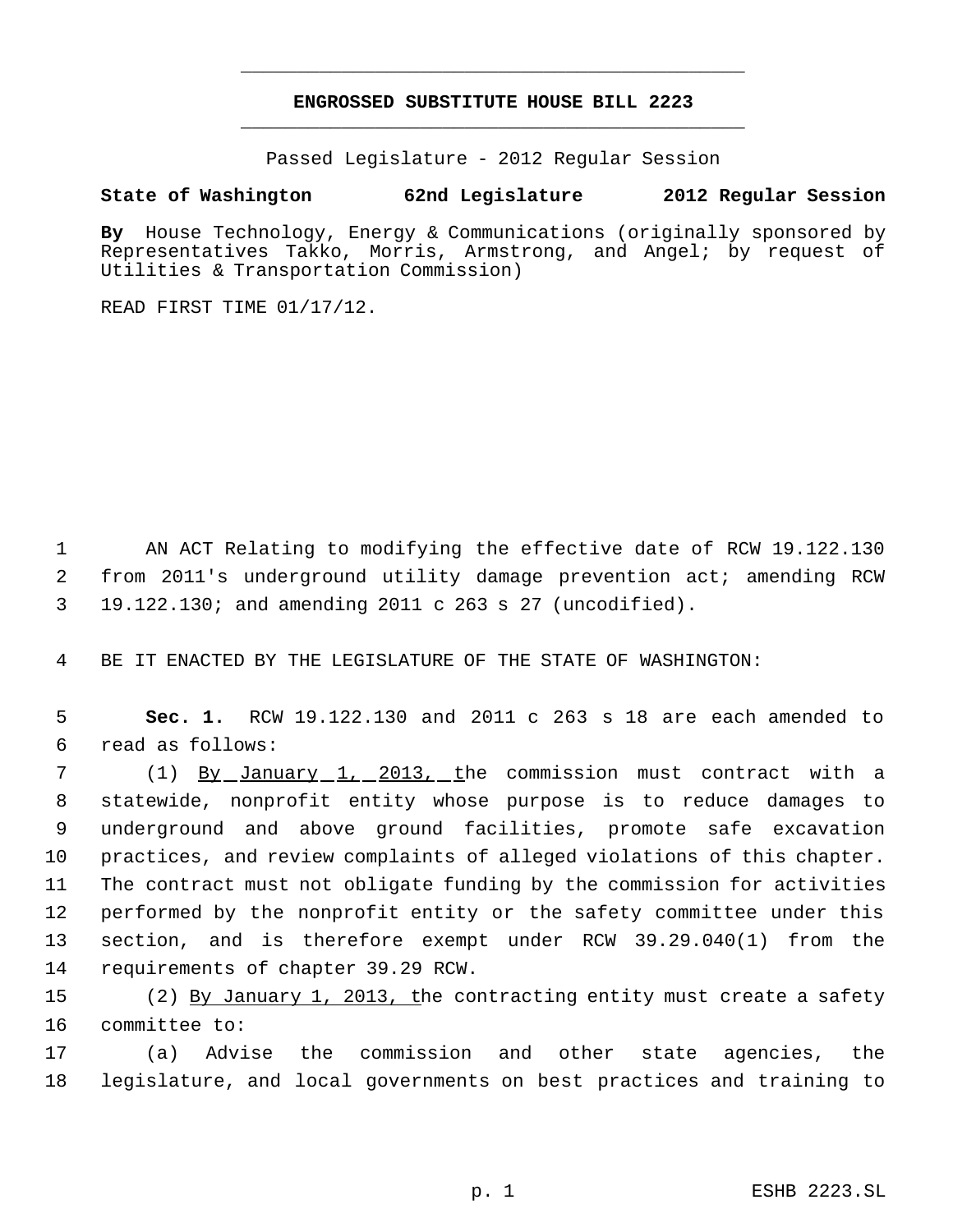**ENGROSSED SUBSTITUTE HOUSE BILL 2223**

Passed Legislature - 2012 Regular Session

**State of Washington 62nd Legislature 2012 Regular Session**

**By** House Technology, Energy & Communications (originally sponsored by Representatives Takko, Morris, Armstrong, and Angel; by request of Utilities & Transportation Commission)

READ FIRST TIME 01/17/12.

AN ACT Relating to modifying the effective date of RCW 19.122.130 from 2011's underground utility damage prevention act; amending RCW 19.122.130; and amending 2011 c 263 s 27 (uncodified).

BE IT ENACTED BY THE LEGISLATURE OF THE STATE OF WASHINGTON:

**Sec. 1.** RCW 19.122.130 and 2011 c 263 s 18 are each amended to read as follows:

(1) <u>By January 1, 2013, t</u>he commission must contract with a statewide, nonprofit entity whose purpose is to reduce damages to underground and above ground facilities, promote safe excavation practices, and review complaints of alleged violations of this chapter. The contract must not obligate funding by the commission for activities performed by the nonprofit entity or the safety committee under this section, and is therefore exempt under RCW 39.29.040(1) from the requirements of chapter 39.29 RCW.

(2) <u>By January 1, 2013, t</u>he contracting entity must create a safety committee to:

(a) Advise the commission and other state agencies, the legislature, and local governments on best practices and training to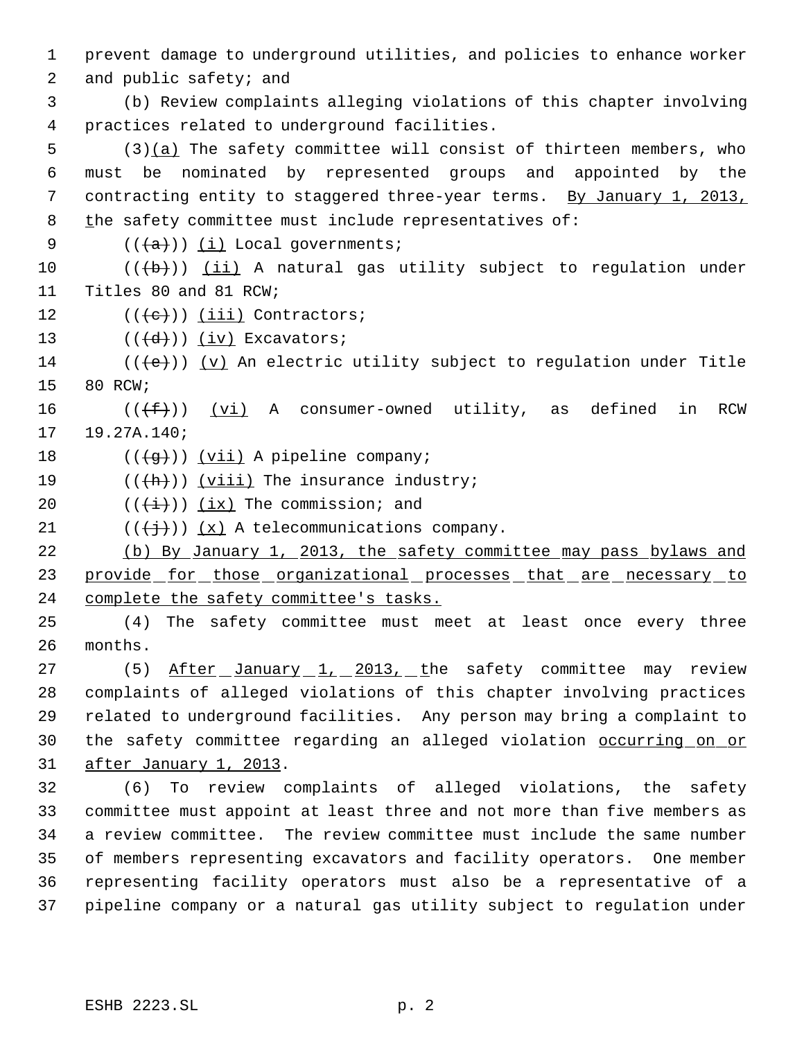prevent damage to underground utilities, and policies to enhance worker and public safety; and

(b) Review complaints alleging violations of this chapter involving practices related to underground facilities.

(3)<u>(a)</u> The safety committee will consist of thirteen members, who must be nominated by represented groups and appointed by the contracting entity to staggered three-year terms. <u>By January 1, 2013, t</u>he safety committee must include representatives of:

((~~(a)~~)) <u>(i)</u> Local governments;

((~~(b)~~)) <u>(ii)</u> A natural gas utility subject to regulation under Titles 80 and 81 RCW;

((~~(c)~~)) <u>(iii)</u> Contractors;

((~~(d)~~)) <u>(iv)</u> Excavators;

((~~(e)~~)) <u>(v)</u> An electric utility subject to regulation under Title 80 RCW;

((~~(f)~~)) <u>(vi)</u> A consumer-owned utility, as defined in RCW 19.27A.140;

((~~(g)~~)) <u>(vii)</u> A pipeline company;

((~~(h)~~)) <u>(viii)</u> The insurance industry;

((~~(i)~~)) <u>(ix)</u> The commission; and

((~~(j)~~)) <u>(x)</u> A telecommunications company.

<u>(b) By January 1, 2013, the safety committee may pass bylaws and provide for those organizational processes that are necessary to complete the safety committee's tasks.</u>

(4) The safety committee must meet at least once every three months.

(5) <u>After January 1, 2013, t</u>he safety committee may review complaints of alleged violations of this chapter involving practices related to underground facilities. Any person may bring a complaint to the safety committee regarding an alleged violation <u>occurring on or after January 1, 2013</u>.

(6) To review complaints of alleged violations, the safety committee must appoint at least three and not more than five members as a review committee. The review committee must include the same number of members representing excavators and facility operators. One member representing facility operators must also be a representative of a pipeline company or a natural gas utility subject to regulation under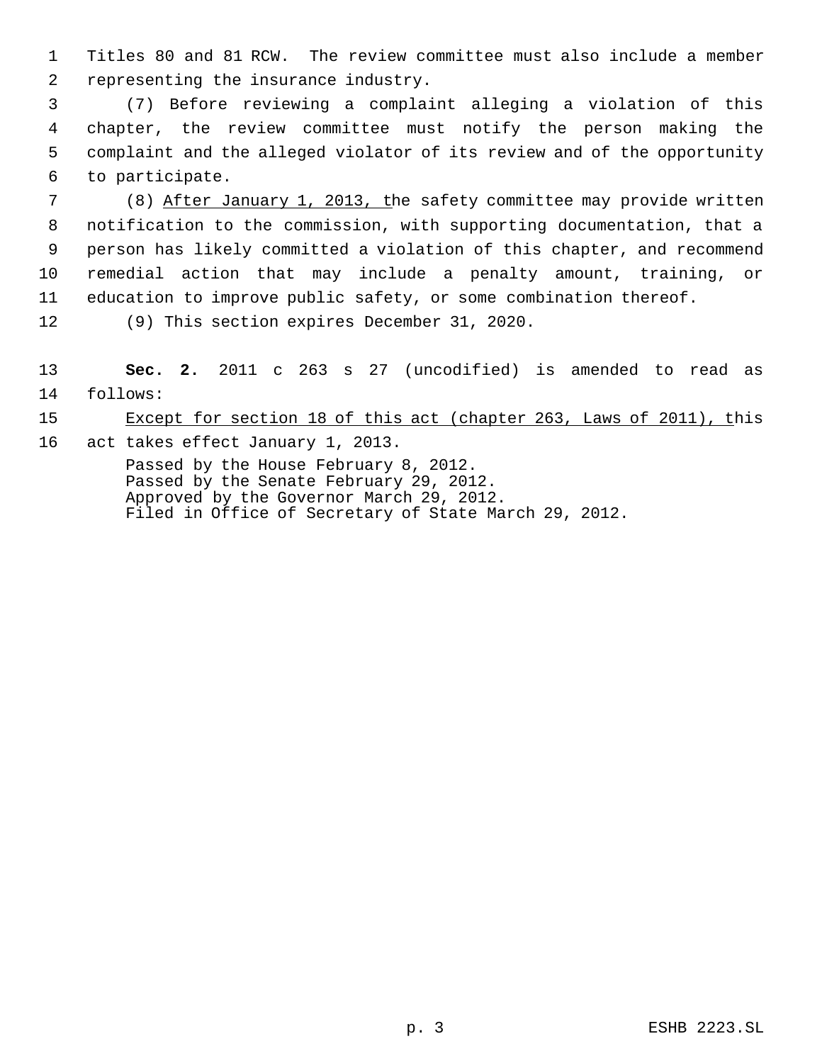Titles 80 and 81 RCW. The review committee must also include a member representing the insurance industry.

(7) Before reviewing a complaint alleging a violation of this chapter, the review committee must notify the person making the complaint and the alleged violator of its review and of the opportunity to participate.

(8) After January 1, 2013, the safety committee may provide written notification to the commission, with supporting documentation, that a person has likely committed a violation of this chapter, and recommend remedial action that may include a penalty amount, training, or education to improve public safety, or some combination thereof.

(9) This section expires December 31, 2020.

**Sec. 2.** 2011 c 263 s 27 (uncodified) is amended to read as follows:

Except for section 18 of this act (chapter 263, Laws of 2011), this act takes effect January 1, 2013.

Passed by the House February 8, 2012.
Passed by the Senate February 29, 2012.
Approved by the Governor March 29, 2012.
Filed in Office of Secretary of State March 29, 2012.